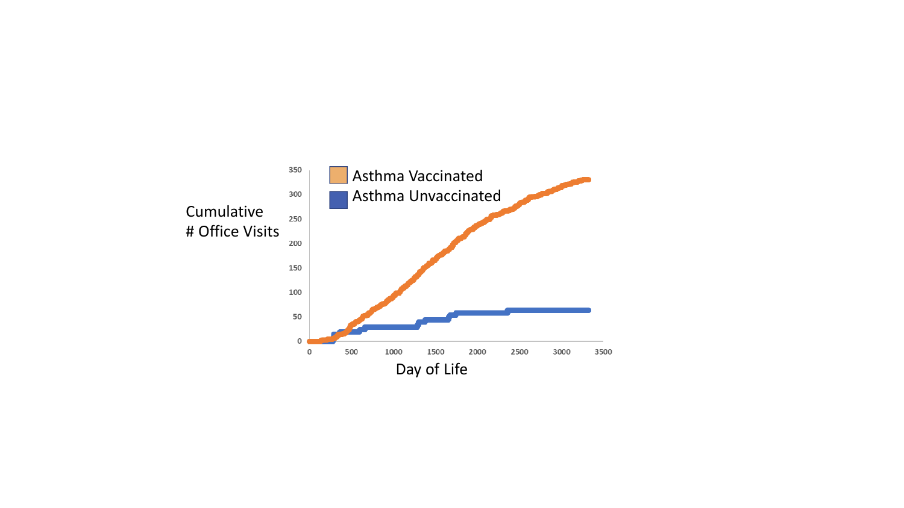Asthma Vaccinated

Asthma Unvaccinated

Cumulative
# Office Visits

350
300
250
200
150
100
50
0

0 500 1000 1500 2000 2500 3000 3500

Day of Life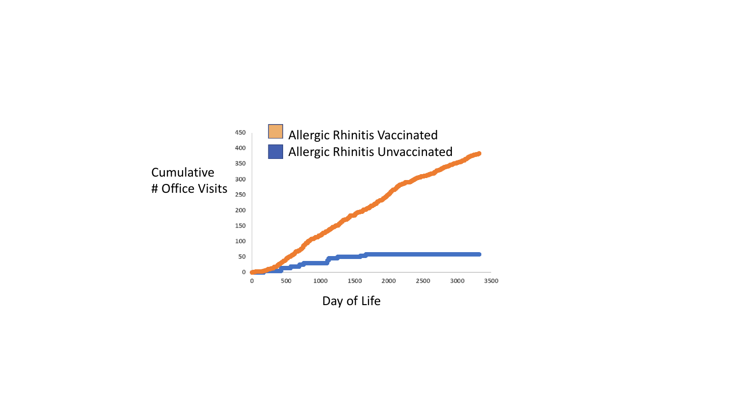Allergic Rhinitis Vaccinated

Allergic Rhinitis Unvaccinated

Cumulative
# Office Visits

450
400
350
300
250
200
150
100
50
0

0 500 1000 1500 2000 2500 3000 3500

Day of Life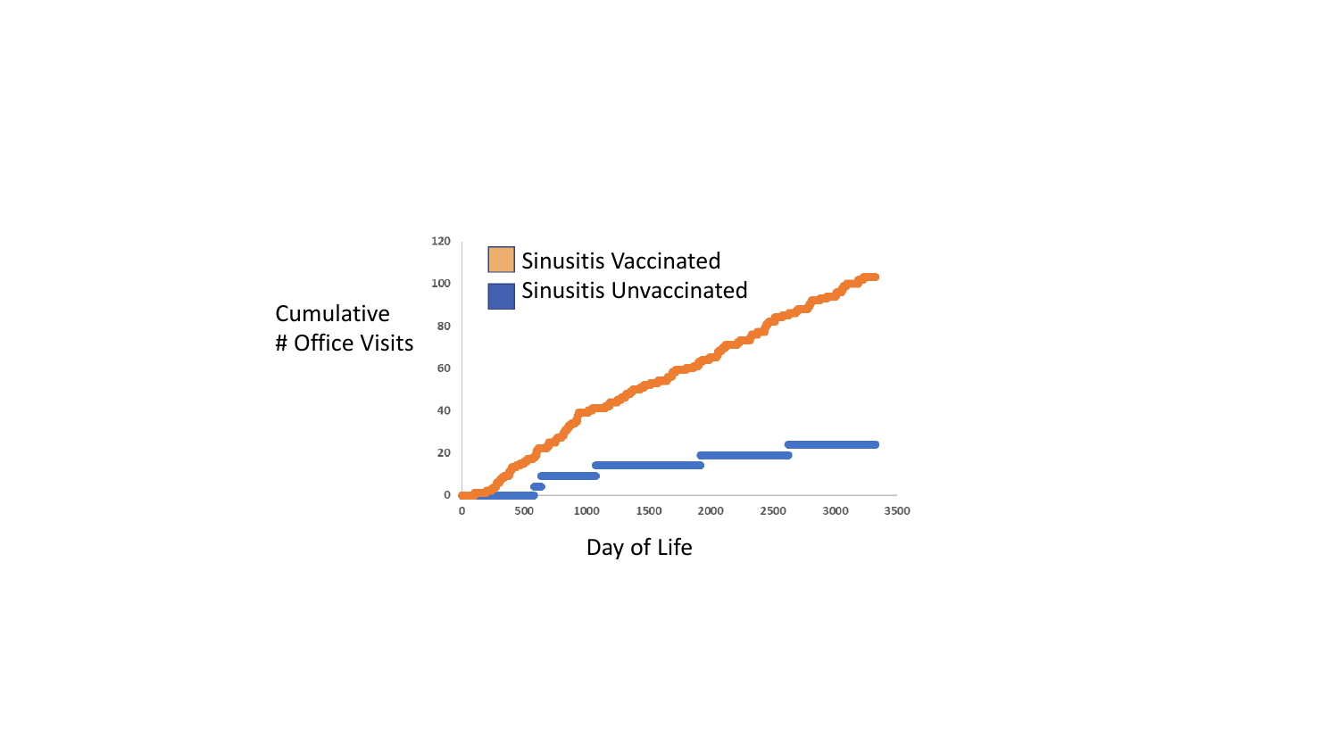Sinusitis Vaccinated

Sinusitis Unvaccinated

Cumulative # Office Visits

Day of Life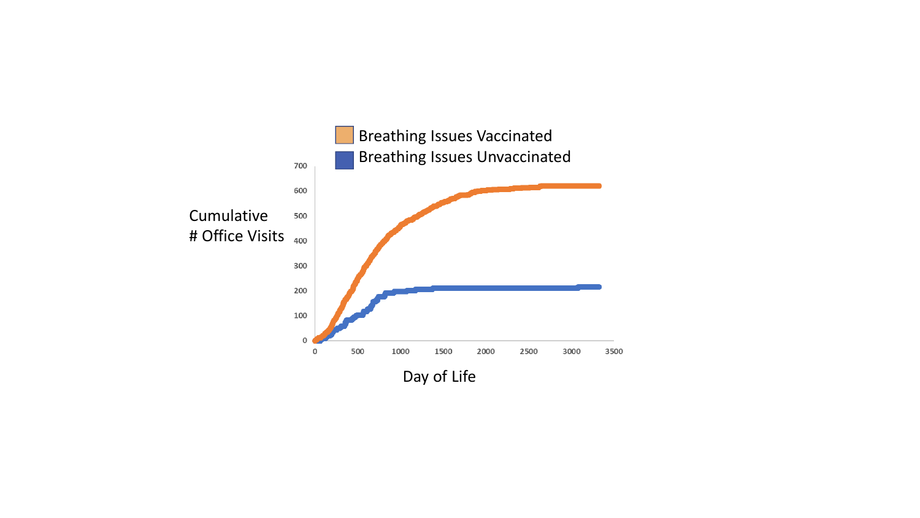Breathing Issues Vaccinated

Breathing Issues Unvaccinated

Cumulative # Office Visits

700
600
500
400
300
200
100
0

0 500 1000 1500 2000 2500 3000 3500

Day of Life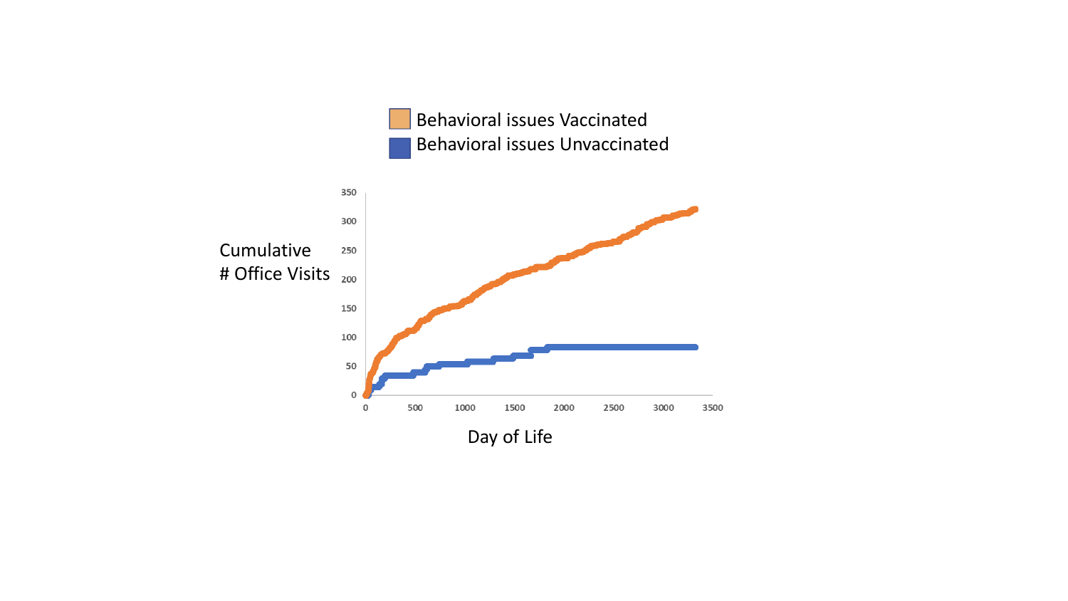Behavioral issues Vaccinated

Behavioral issues Unvaccinated

Cumulative # Office Visits

Day of Life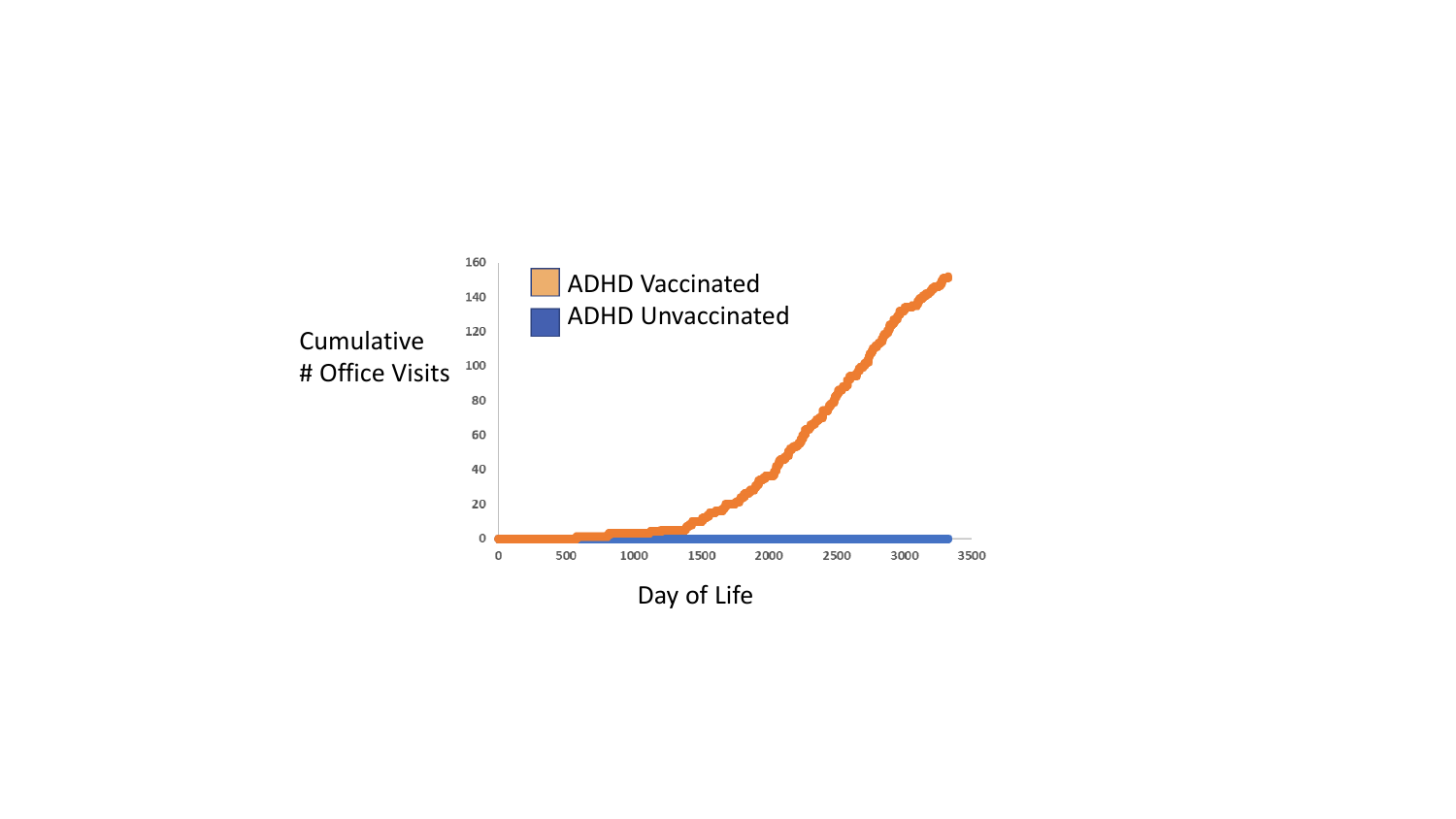ADHD Vaccinated

ADHD Unvaccinated

Cumulative
# Office Visits

160
140
120
100
80
60
40
20
0

0 500 1000 1500 2000 2500 3000 3500

Day of Life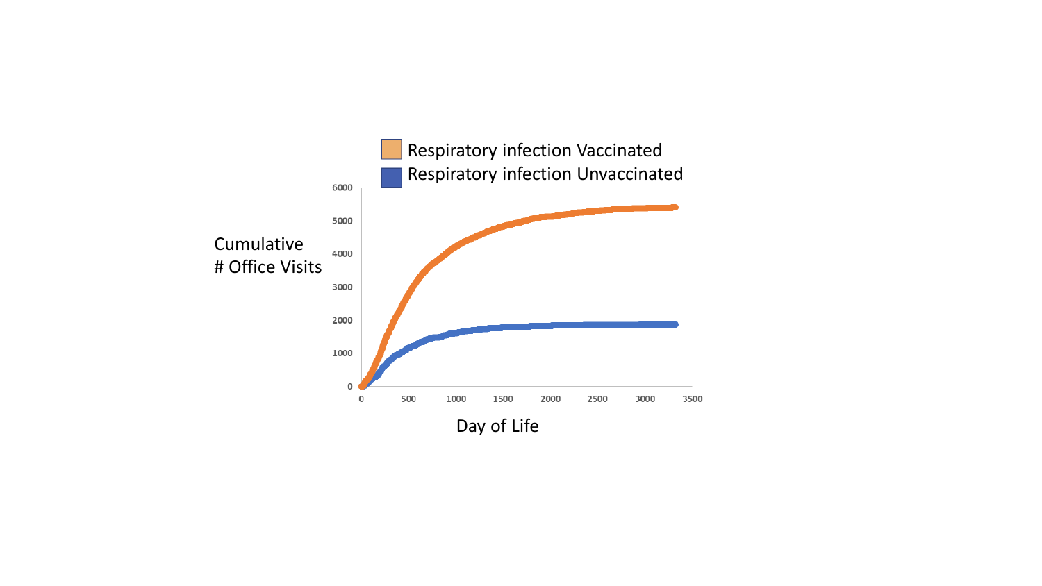Respiratory infection Vaccinated

Respiratory infection Unvaccinated

Cumulative # Office Visits

6000
5000
4000
3000
2000
1000
0

0 500 1000 1500 2000 2500 3000 3500

Day of Life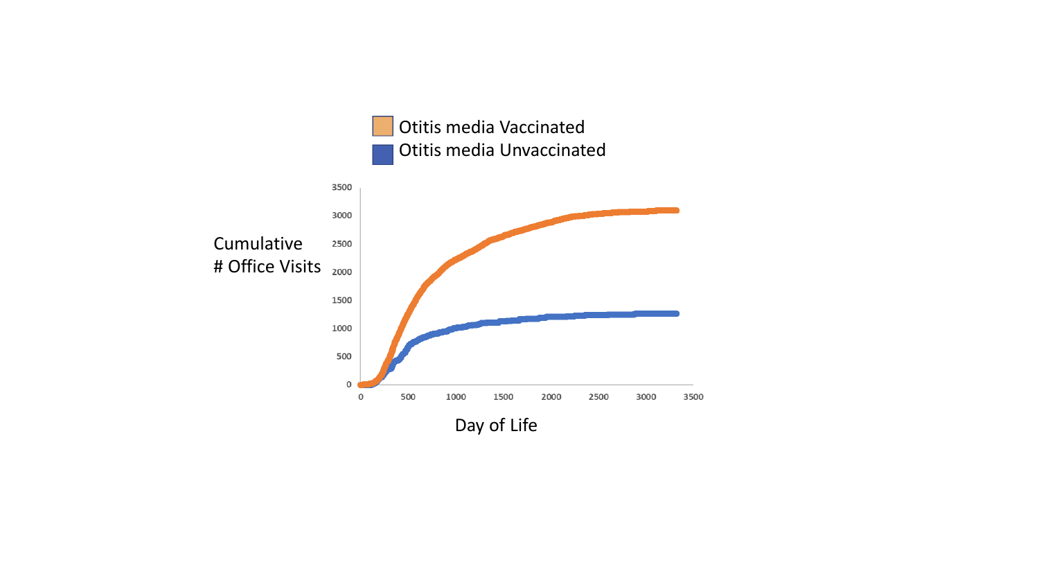Otitis media Vaccinated

Otitis media Unvaccinated

Cumulative # Office Visits

Day of Life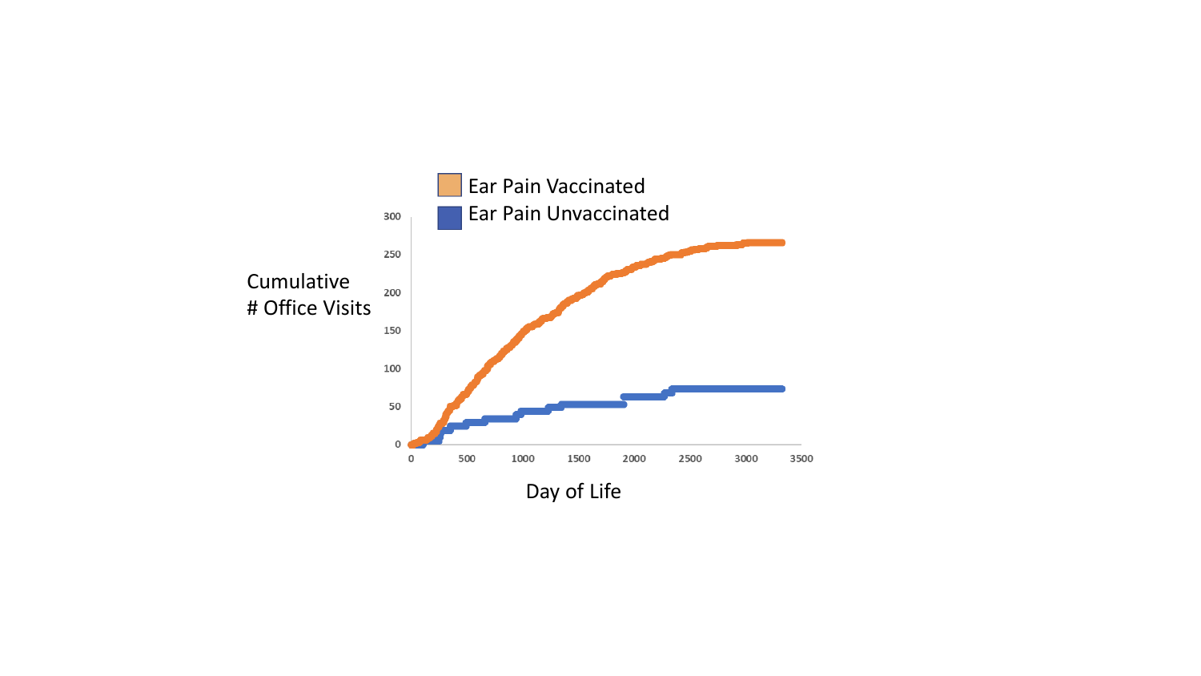Ear Pain Vaccinated

Ear Pain Unvaccinated

Cumulative # Office Visits

300

250

200

150

100

50

0

0 500 1000 1500 2000 2500 3000 3500

Day of Life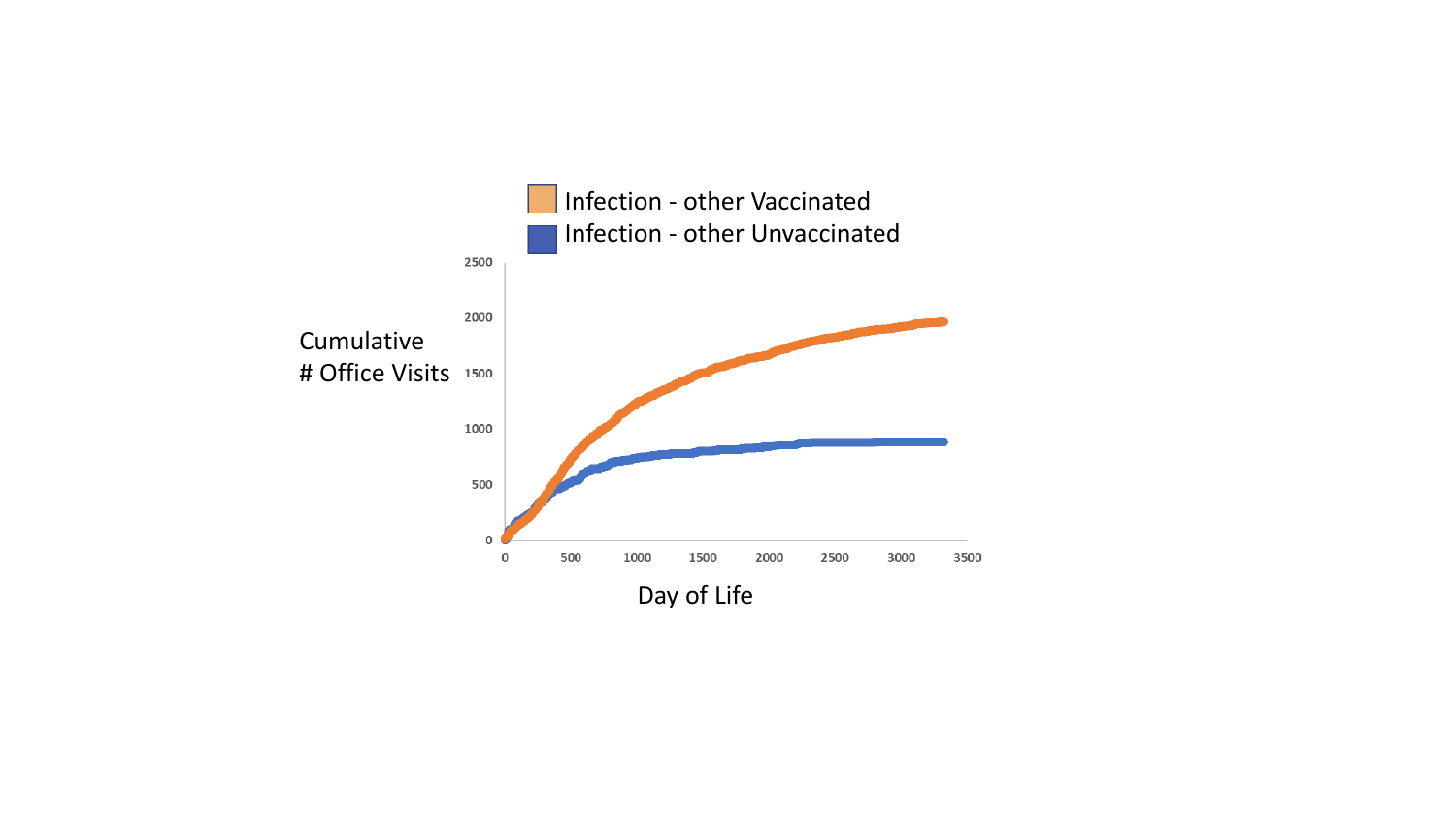Infection - other Vaccinated

Infection - other Unvaccinated

Cumulative
# Office Visits

2500
2000
1500
1000
500
0

0 500 1000 1500 2000 2500 3000 3500

Day of Life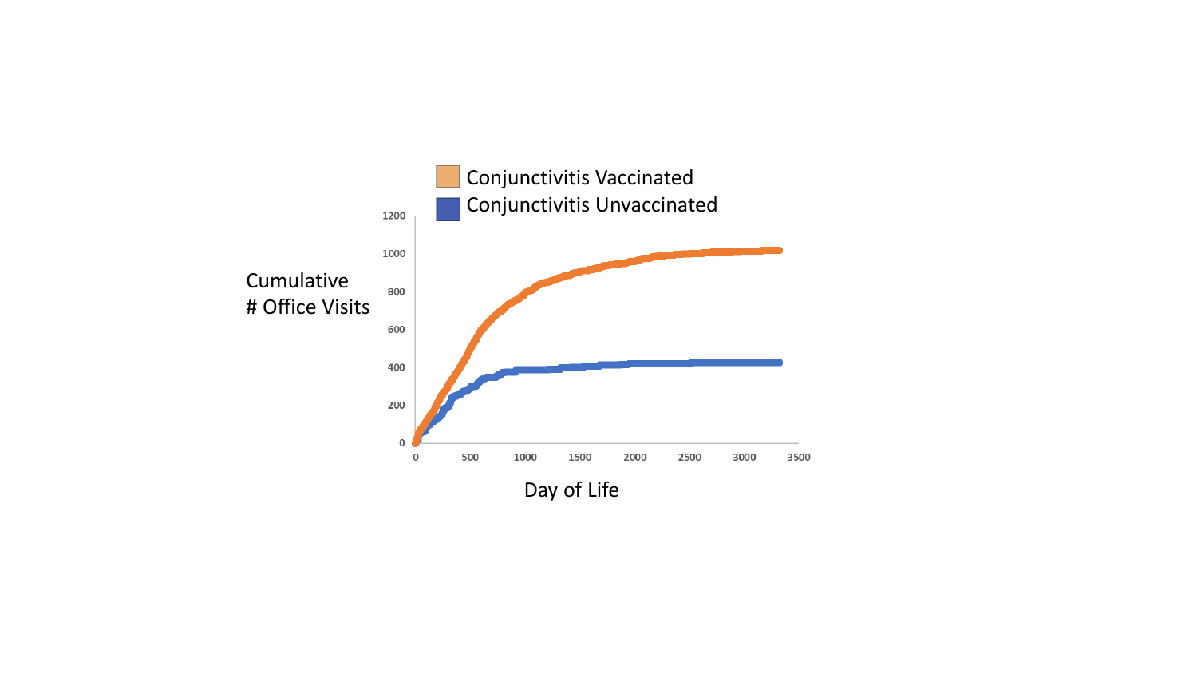Conjunctivitis Vaccinated

Conjunctivitis Unvaccinated

Cumulative # Office Visits

1200

1000

800

600

400

200

0

0 500 1000 1500 2000 2500 3000 3500

Day of Life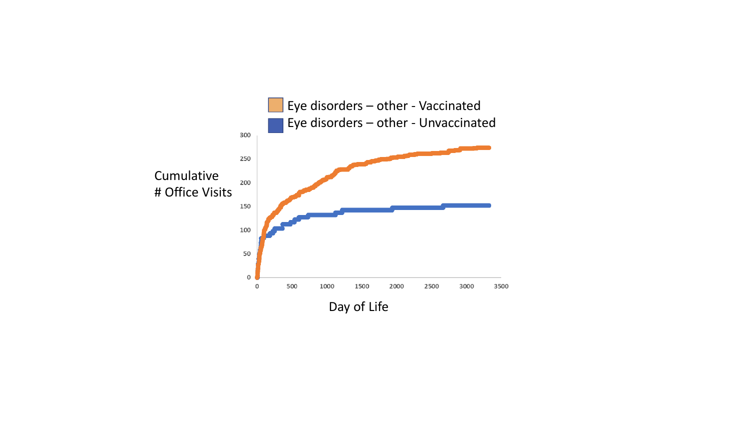Eye disorders – other - Vaccinated

Eye disorders – other - Unvaccinated

Cumulative
# Office Visits

300
250
200
150
100
50
0

0 500 1000 1500 2000 2500 3000 3500

Day of Life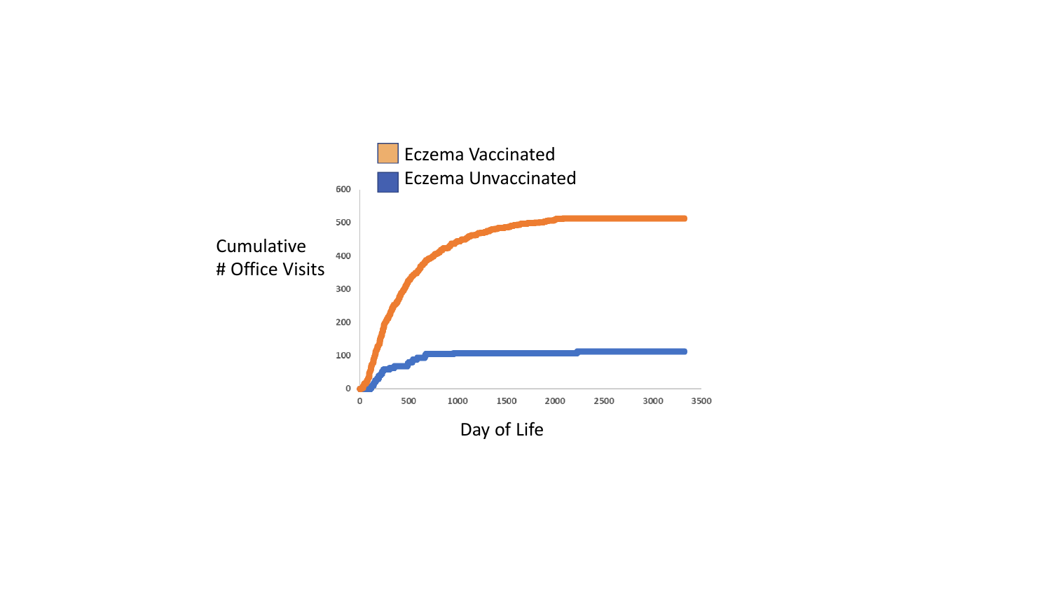Eczema Vaccinated

Eczema Unvaccinated

Cumulative # Office Visits

600
500
400
300
200
100
0

0 500 1000 1500 2000 2500 3000 3500

Day of Life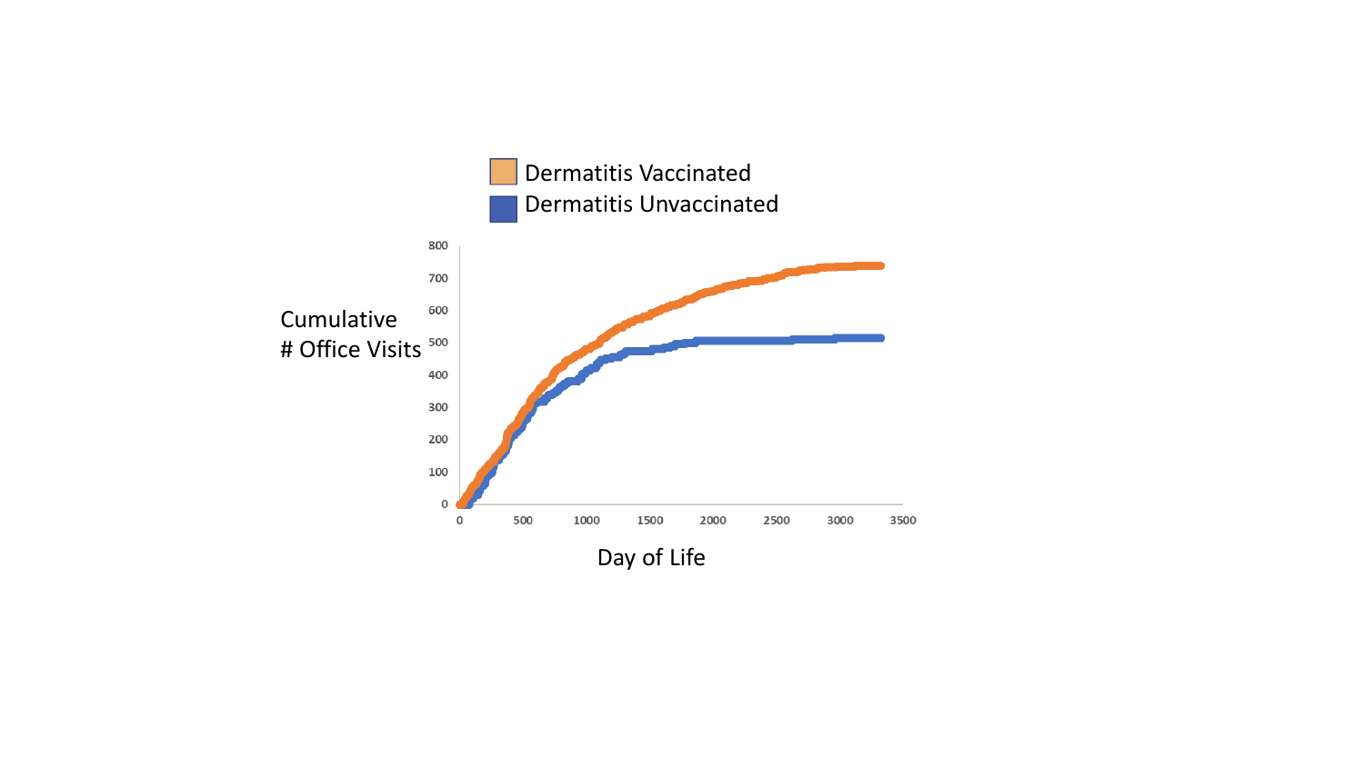Dermatitis Vaccinated

Dermatitis Unvaccinated

Cumulative # Office Visits

Day of Life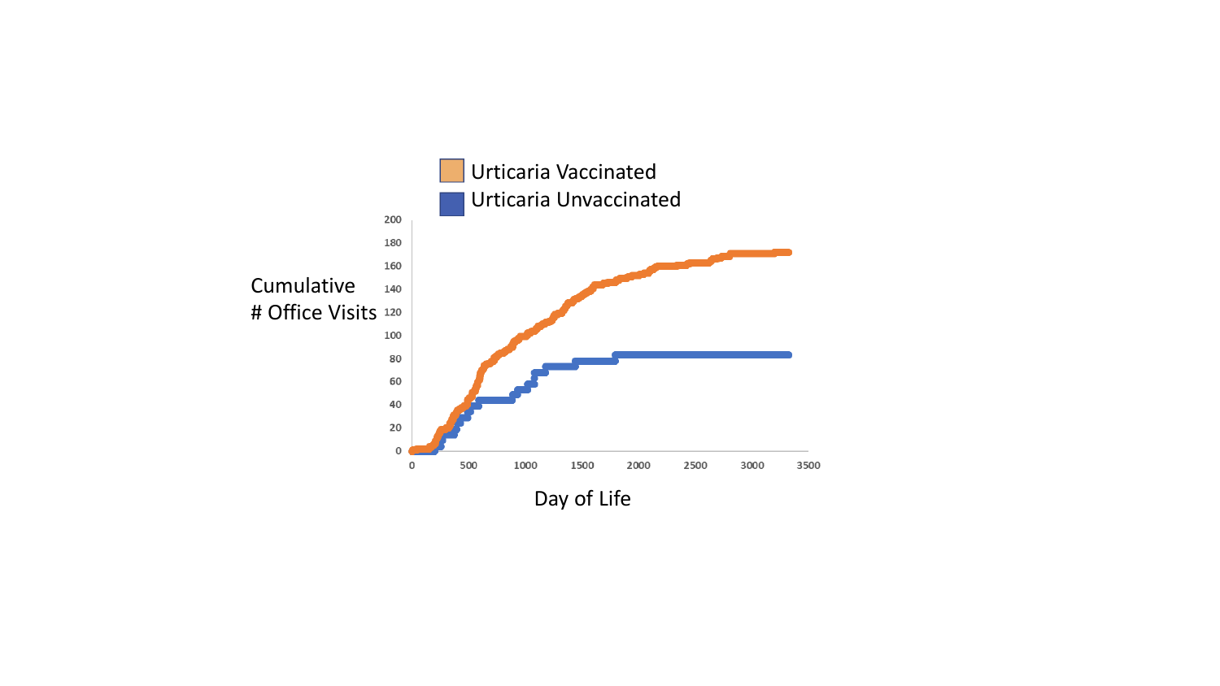Urticaria Vaccinated

Urticaria Unvaccinated

Cumulative # Office Visits

200
180
160
140
120
100
80
60
40
20
0

0 500 1000 1500 2000 2500 3000 3500

Day of Life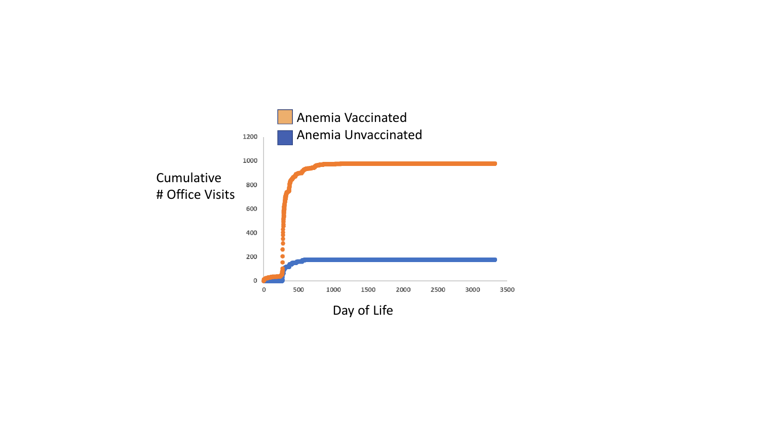Anemia Vaccinated

Anemia Unvaccinated

Cumulative
# Office Visits

Day of Life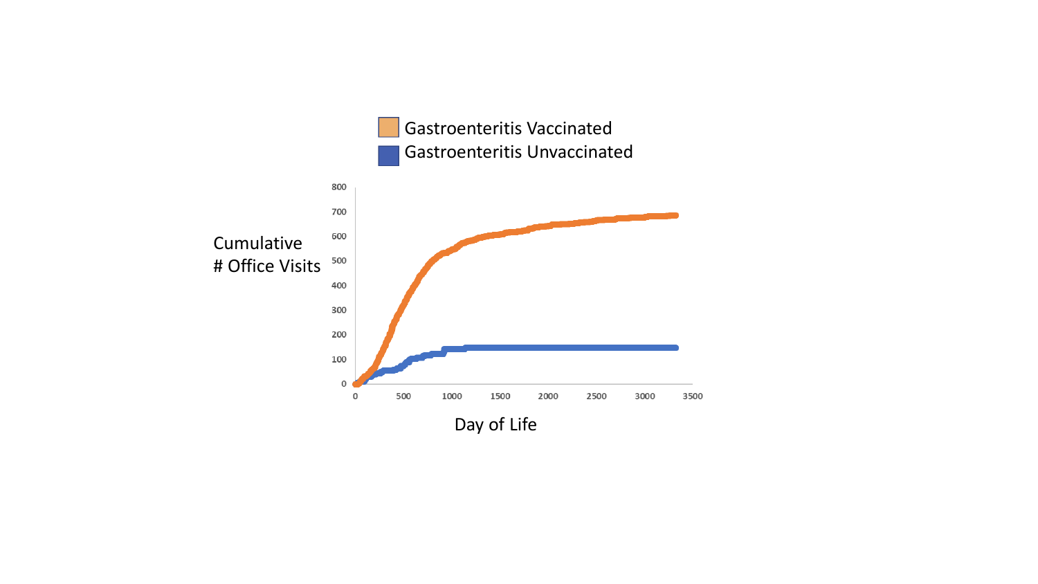Gastroenteritis Vaccinated

Gastroenteritis Unvaccinated

Cumulative
# Office Visits

800
700
600
500
400
300
200
100
0

0
500
1000
1500
2000
2500
3000
3500

Day of Life